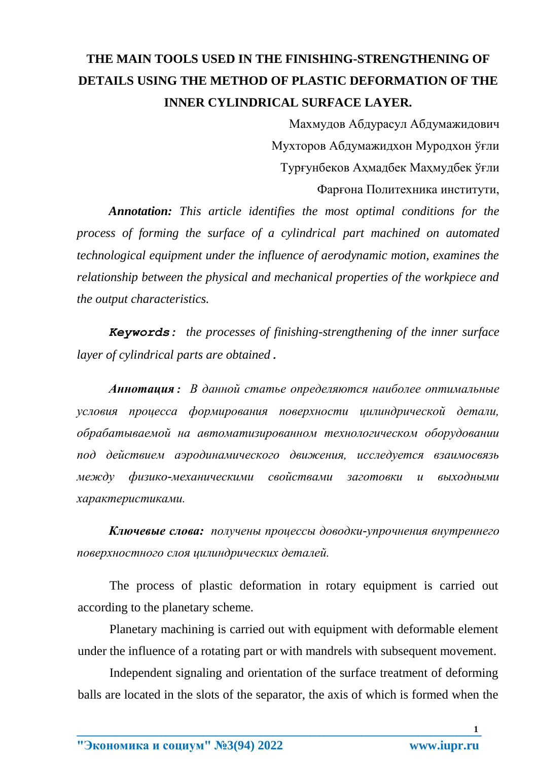# THE MAIN TOOLS USED IN THE FINISHING-STRENGTHENING OF DETAILS USING THE METHOD OF PLASTIC DEFORMATION OF THE INNER CYLINDRICAL SURFACE LAYER.

Махмудов Абдурасул Абдумажидович

Мухторов Абдумажидхон Муродхон ўғли

Турғунбеков Аҳмадбек Маҳмудбек ўғли

Фарғона Политехника институти,

***Annotation:*** *This article identifies the most optimal conditions for the process of forming the surface of a cylindrical part machined on automated technological equipment under the influence of aerodynamic motion, examines the relationship between the physical and mechanical properties of the workpiece and the output characteristics.*

***Keywords:*** *the processes of finishing-strengthening of the inner surface layer of cylindrical parts are obtained* ***.***

***Аннотация:*** *В данной статье определяются наиболее оптимальные условия процесса формирования поверхности цилиндрической детали, обрабатываемой на автоматизированном технологическом оборудовании под действием аэродинамического движения, исследуется взаимосвязь между физико-механическими свойствами заготовки и выходными характеристиками.*

***Ключевые слова:*** *получены процессы доводки-упрочнения внутреннего поверхностного слоя цилиндрических деталей.*

The process of plastic deformation in rotary equipment is carried out according to the planetary scheme.

Planetary machining is carried out with equipment with deformable element under the influence of a rotating part or with mandrels with subsequent movement.

Independent signaling and orientation of the surface treatment of deforming balls are located in the slots of the separator, the axis of which is formed when the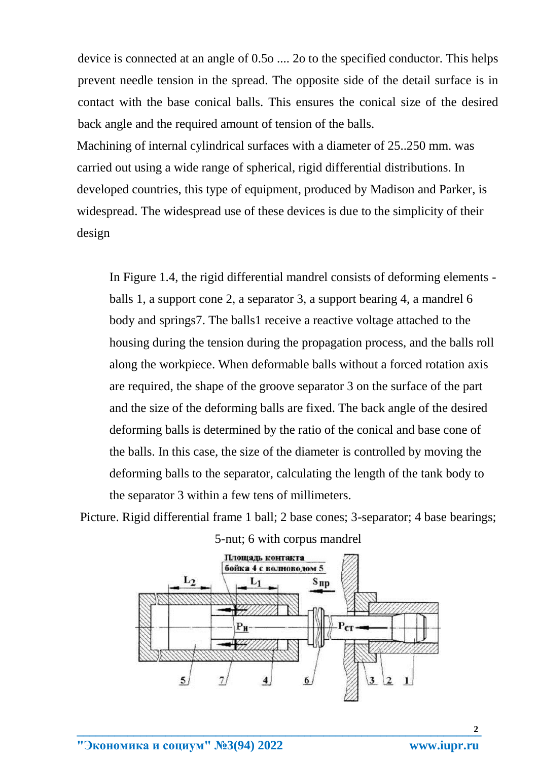device is connected at an angle of 0.5o .... 2o to the specified conductor. This helps prevent needle tension in the spread. The opposite side of the detail surface is in contact with the base conical balls. This ensures the conical size of the desired back angle and the required amount of tension of the balls.

Machining of internal cylindrical surfaces with a diameter of 25..250 mm. was carried out using a wide range of spherical, rigid differential distributions. In developed countries, this type of equipment, produced by Madison and Parker, is widespread. The widespread use of these devices is due to the simplicity of their design

In Figure 1.4, the rigid differential mandrel consists of deforming elements - balls 1, a support cone 2, a separator 3, a support bearing 4, a mandrel 6 body and springs7. The balls1 receive a reactive voltage attached to the housing during the tension during the propagation process, and the balls roll along the workpiece. When deformable balls without a forced rotation axis are required, the shape of the groove separator 3 on the surface of the part and the size of the deforming balls are fixed. The back angle of the desired deforming balls is determined by the ratio of the conical and base cone of the balls. In this case, the size of the diameter is controlled by moving the deforming balls to the separator, calculating the length of the tank body to the separator 3 within a few tens of millimeters.

Picture. Rigid differential frame 1 ball; 2 base cones; 3-separator; 4 base bearings; 5-nut; 6 with corpus mandrel

Площадь контакта бойка 4 с волноводом 5

$L_2$ $L_1$ $S_{пр}$ $P_и$ $P_{ст}$

5 7 4 6 3 2 1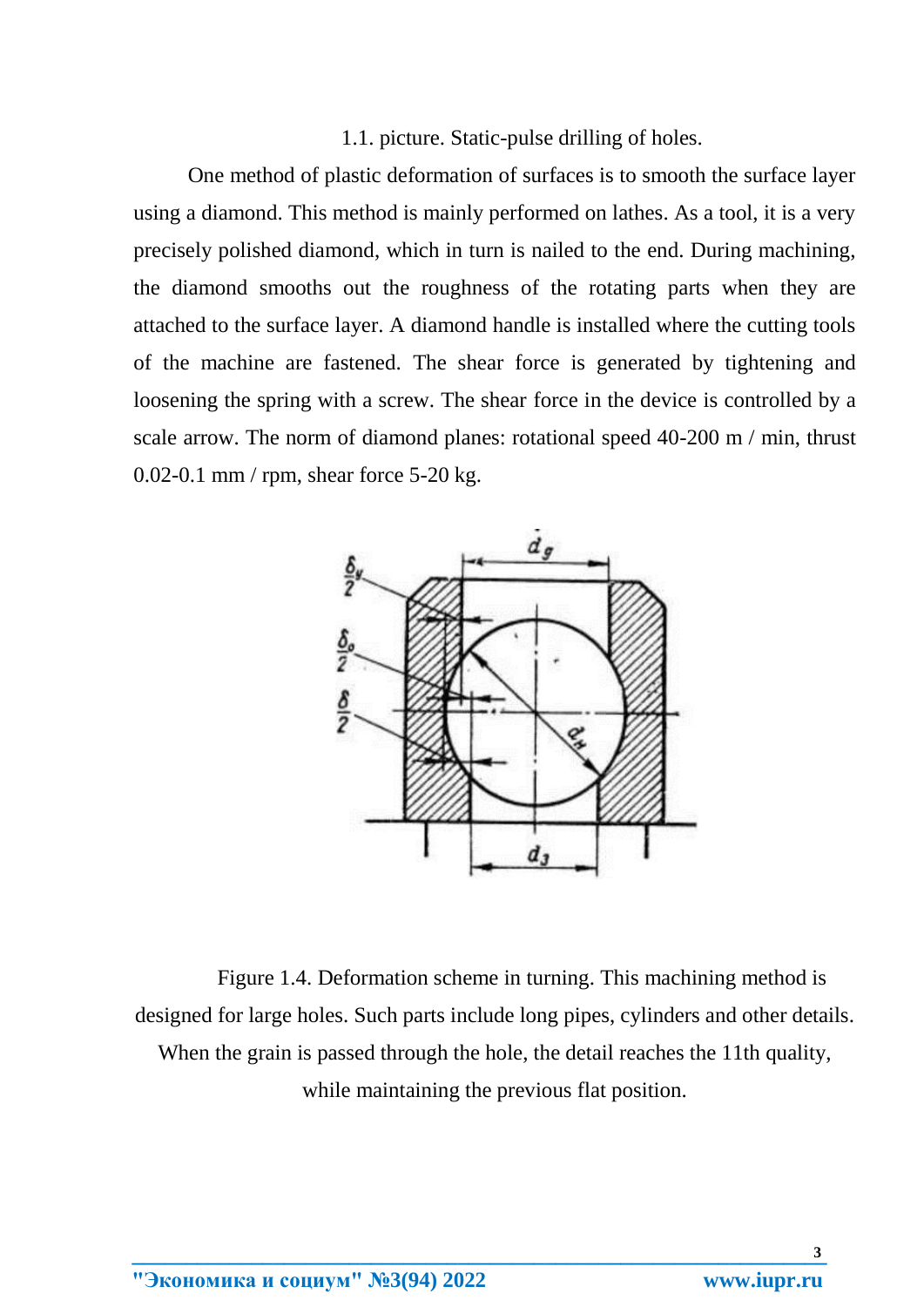1.1. picture. Static-pulse drilling of holes.

One method of plastic deformation of surfaces is to smooth the surface layer using a diamond. This method is mainly performed on lathes. As a tool, it is a very precisely polished diamond, which in turn is nailed to the end. During machining, the diamond smooths out the roughness of the rotating parts when they are attached to the surface layer. A diamond handle is installed where the cutting tools of the machine are fastened. The shear force is generated by tightening and loosening the spring with a screw. The shear force in the device is controlled by a scale arrow. The norm of diamond planes: rotational speed 40-200 m / min, thrust 0.02-0.1 mm / rpm, shear force 5-20 kg.

Figure 1.4. Deformation scheme in turning. This machining method is designed for large holes. Such parts include long pipes, cylinders and other details. When the grain is passed through the hole, the detail reaches the 11th quality, while maintaining the previous flat position.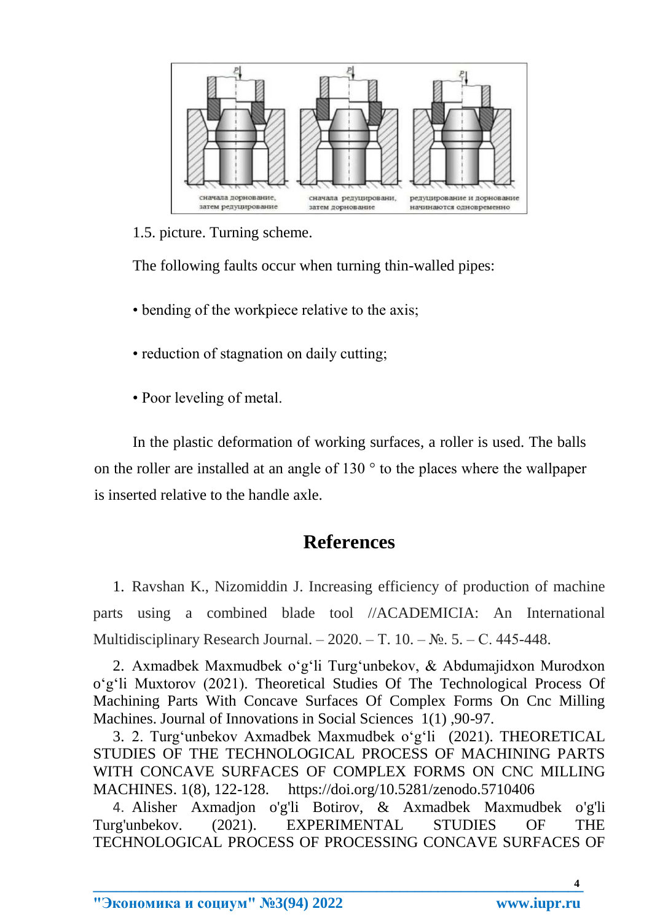1.5. picture. Turning scheme.

The following faults occur when turning thin-walled pipes:

• bending of the workpiece relative to the axis;

• reduction of stagnation on daily cutting;

• Poor leveling of metal.

In the plastic deformation of working surfaces, a roller is used. The balls on the roller are installed at an angle of 130 ° to the places where the wallpaper is inserted relative to the handle axle.

## References

1. Ravshan K., Nizomiddin J. Increasing efficiency of production of machine parts using a combined blade tool //ACADEMICIA: An International Multidisciplinary Research Journal. – 2020. – Т. 10. – №. 5. – С. 445-448.

2. Axmadbek Maxmudbek o'g'li Turg'unbekov, & Abdumajidxon Murodxon o'g'li Muxtorov (2021). Theoretical Studies Of The Technological Process Of Machining Parts With Concave Surfaces Of Complex Forms On Cnc Milling Machines. Journal of Innovations in Social Sciences 1(1) ,90-97.

3. 2. Turg'unbekov Axmadbek Maxmudbek o'g'li (2021). THEORETICAL STUDIES OF THE TECHNOLOGICAL PROCESS OF MACHINING PARTS WITH CONCAVE SURFACES OF COMPLEX FORMS ON CNC MILLING MACHINES. 1(8), 122-128. https://doi.org/10.5281/zenodo.5710406

4. Alisher Axmadjon o'g'li Botirov, & Axmadbek Maxmudbek o'g'li Turg'unbekov. (2021). EXPERIMENTAL STUDIES OF THE TECHNOLOGICAL PROCESS OF PROCESSING CONCAVE SURFACES OF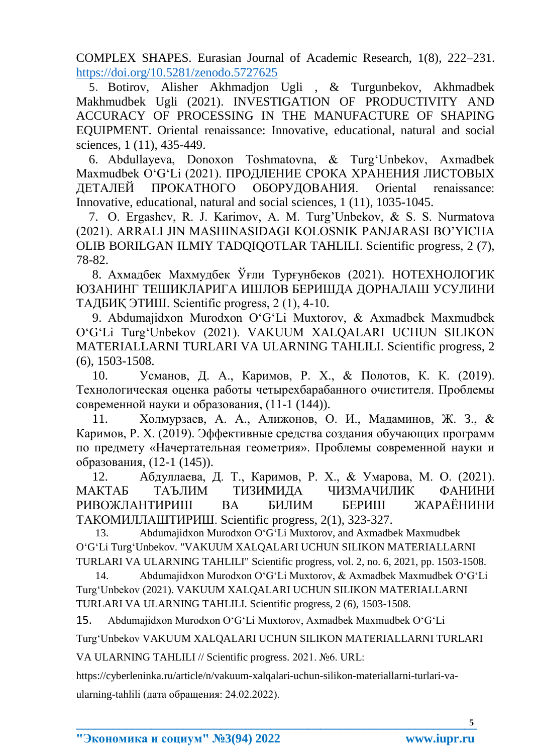COMPLEX SHAPES. Eurasian Journal of Academic Research, 1(8), 222–231. https://doi.org/10.5281/zenodo.5727625

5. Botirov, Alisher Akhmadjon Ugli , & Turgunbekov, Akhmadbek Makhmudbek Ugli (2021). INVESTIGATION OF PRODUCTIVITY AND ACCURACY OF PROCESSING IN THE MANUFACTURE OF SHAPING EQUIPMENT. Oriental renaissance: Innovative, educational, natural and social sciences, 1 (11), 435-449.

6. Abdullayeva, Donoxon Toshmatovna, & Turg'Unbekov, Axmadbek Maxmudbek O'G'Li (2021). ПРОДЛЕНИЕ СРОКА ХРАНЕНИЯ ЛИСТОВЫХ ДЕТАЛЕЙ ПРОКАТНОГО ОБОРУДОВАНИЯ. Oriental renaissance: Innovative, educational, natural and social sciences, 1 (11), 1035-1045.

7. O. Ergashev, R. J. Karimov, A. M. Turg'Unbekov, & S. S. Nurmatova (2021). ARRALI JIN MASHINASIDAGI KOLOSNIK PANJARASI BO'YICHA OLIB BORILGAN ILMIY TADQIQOTLAR TAHLILI. Scientific progress, 2 (7), 78-82.

8. Ахмадбек Махмудбек Ўғли Турғунбеков (2021). НОТЕХНОЛОГИК ЮЗАНИНГ ТЕШИКЛАРИГА ИШЛОВ БЕРИШДА ДОРНАЛАШ УСУЛИНИ ТАДБИҚ ЭТИШ. Scientific progress, 2 (1), 4-10.

9. Abdumajidxon Murodxon O'G'Li Muxtorov, & Axmadbek Maxmudbek O'G'Li Turg'Unbekov (2021). VAKUUM XALQALARI UCHUN SILIKON MATERIALLARNI TURLARI VA ULARNING TAHLILI. Scientific progress, 2 (6), 1503-1508.

10. Усманов, Д. А., Каримов, Р. Х., & Полотов, К. К. (2019). Технологическая оценка работы четырехбарабанного очистителя. Проблемы современной науки и образования, (11-1 (144)).

11. Холмурзаев, А. А., Алижонов, О. И., Мадаминов, Ж. З., & Каримов, Р. Х. (2019). Эффективные средства создания обучающих программ по предмету «Начертательная геометрия». Проблемы современной науки и образования, (12-1 (145)).

12. Абдуллаева, Д. Т., Каримов, Р. Х., & Умарова, М. О. (2021). МАКТАБ ТАЪЛИМ ТИЗИМИДА ЧИЗМАЧИЛИК ФАНИНИ РИВОЖЛАНТИРИШ ВА БИЛИМ БЕРИШ ЖАРАЁНИНИ ТАКОМИЛЛАШТИРИШ. Scientific progress, 2(1), 323-327.

13. Abdumajidxon Murodxon O'G'Li Muxtorov, and Axmadbek Maxmudbek O'G'Li Turg'Unbekov. "VAKUUM XALQALARI UCHUN SILIKON MATERIALLARNI TURLARI VA ULARNING TAHLILI" Scientific progress, vol. 2, no. 6, 2021, pp. 1503-1508.

14. Abdumajidxon Murodxon O'G'Li Muxtorov, & Axmadbek Maxmudbek O'G'Li Turg'Unbekov (2021). VAKUUM XALQALARI UCHUN SILIKON MATERIALLARNI TURLARI VA ULARNING TAHLILI. Scientific progress, 2 (6), 1503-1508.

15. Abdumajidxon Murodxon O'G'Li Muxtorov, Axmadbek Maxmudbek O'G'Li Turg'Unbekov VAKUUM XALQALARI UCHUN SILIKON MATERIALLARNI TURLARI VA ULARNING TAHLILI // Scientific progress. 2021. №6. URL: https://cyberleninka.ru/article/n/vakuum-xalqalari-uchun-silikon-materiallarni-turlari-va-ularning-tahlili (дата обращения: 24.02.2022).